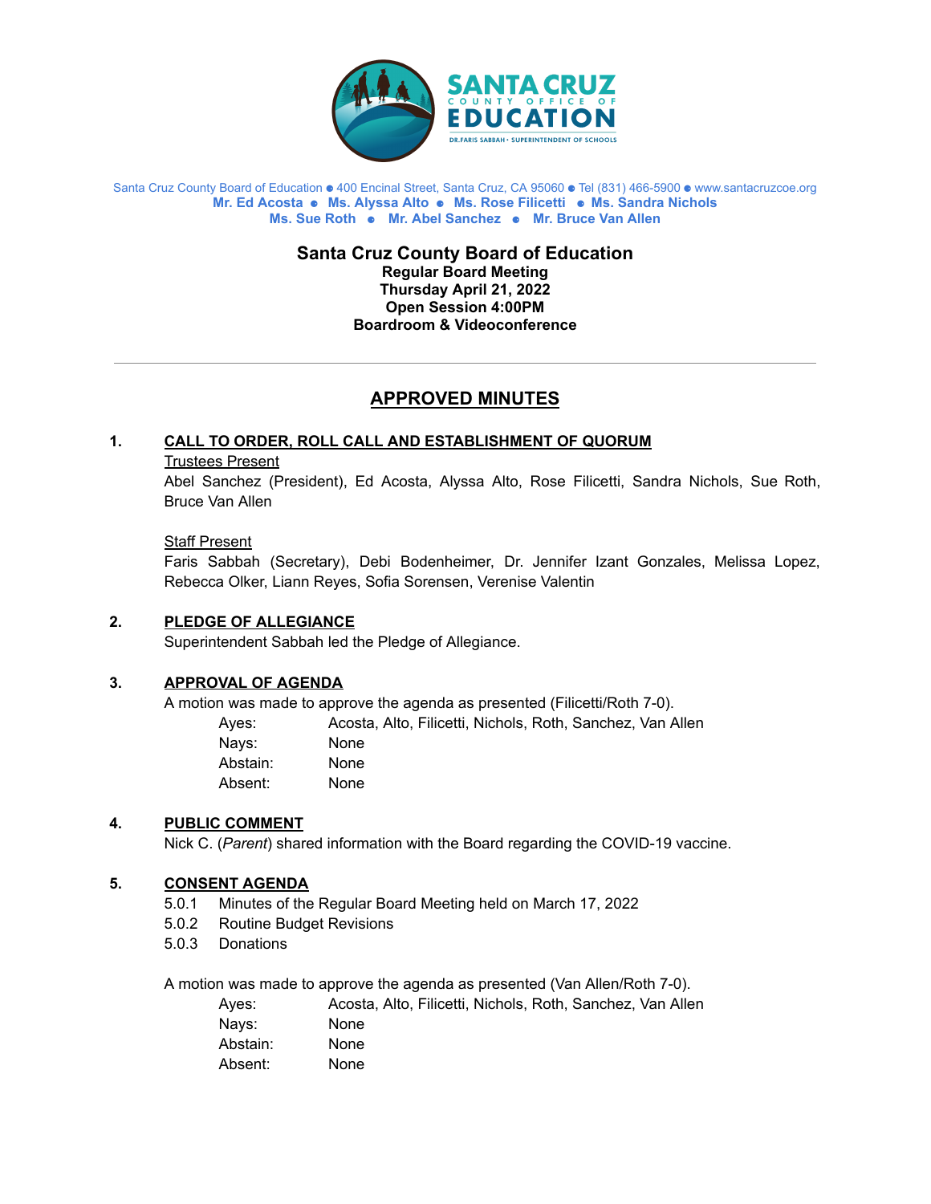SANTA CRUZ COUNTY OFFICE OF EDUCATION
DR. FARIS SABBAH • SUPERINTENDENT OF SCHOOLS

Santa Cruz County Board of Education ● 400 Encinal Street, Santa Cruz, CA 95060 ● Tel (831) 466-5900 ● www.santacruzcoe.org
**Mr. Ed Acosta ● Ms. Alyssa Alto ● Ms. Rose Filicetti ● Ms. Sandra Nichols**
**Ms. Sue Roth ● Mr. Abel Sanchez ● Mr. Bruce Van Allen**

**Santa Cruz County Board of Education**
**Regular Board Meeting**
**Thursday April 21, 2022**
**Open Session 4:00PM**
**Boardroom & Videoconference**

---

# APPROVED MINUTES

## 1. CALL TO ORDER, ROLL CALL AND ESTABLISHMENT OF QUORUM

Trustees Present

Abel Sanchez (President), Ed Acosta, Alyssa Alto, Rose Filicetti, Sandra Nichols, Sue Roth, Bruce Van Allen

Staff Present

Faris Sabbah (Secretary), Debi Bodenheimer, Dr. Jennifer Izant Gonzales, Melissa Lopez, Rebecca Olker, Liann Reyes, Sofia Sorensen, Verenise Valentin

## 2. PLEDGE OF ALLEGIANCE

Superintendent Sabbah led the Pledge of Allegiance.

## 3. APPROVAL OF AGENDA

A motion was made to approve the agenda as presented (Filicetti/Roth 7-0).

| | |
|---|---|
| Ayes: | Acosta, Alto, Filicetti, Nichols, Roth, Sanchez, Van Allen |
| Nays: | None |
| Abstain: | None |
| Absent: | None |

## 4. PUBLIC COMMENT

Nick C. (*Parent*) shared information with the Board regarding the COVID-19 vaccine.

## 5. CONSENT AGENDA

5.0.1 Minutes of the Regular Board Meeting held on March 17, 2022
5.0.2 Routine Budget Revisions
5.0.3 Donations

A motion was made to approve the agenda as presented (Van Allen/Roth 7-0).

| | |
|---|---|
| Ayes: | Acosta, Alto, Filicetti, Nichols, Roth, Sanchez, Van Allen |
| Nays: | None |
| Abstain: | None |
| Absent: | None |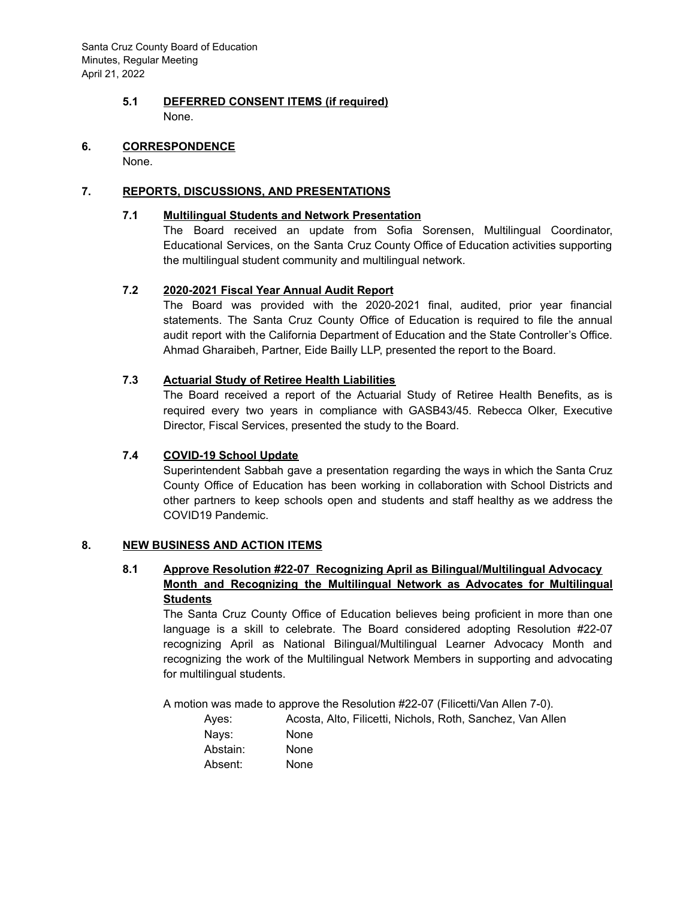### 5.1 DEFERRED CONSENT ITEMS (if required)

None.

## 6. CORRESPONDENCE

None.

## 7. REPORTS, DISCUSSIONS, AND PRESENTATIONS

### 7.1 Multilingual Students and Network Presentation

The Board received an update from Sofia Sorensen, Multilingual Coordinator, Educational Services, on the Santa Cruz County Office of Education activities supporting the multilingual student community and multilingual network.

### 7.2 2020-2021 Fiscal Year Annual Audit Report

The Board was provided with the 2020-2021 final, audited, prior year financial statements. The Santa Cruz County Office of Education is required to file the annual audit report with the California Department of Education and the State Controller's Office. Ahmad Gharaibeh, Partner, Eide Bailly LLP, presented the report to the Board.

### 7.3 Actuarial Study of Retiree Health Liabilities

The Board received a report of the Actuarial Study of Retiree Health Benefits, as is required every two years in compliance with GASB43/45. Rebecca Olker, Executive Director, Fiscal Services, presented the study to the Board.

### 7.4 COVID-19 School Update

Superintendent Sabbah gave a presentation regarding the ways in which the Santa Cruz County Office of Education has been working in collaboration with School Districts and other partners to keep schools open and students and staff healthy as we address the COVID19 Pandemic.

## 8. NEW BUSINESS AND ACTION ITEMS

### 8.1 Approve Resolution #22-07 Recognizing April as Bilingual/Multilingual Advocacy Month and Recognizing the Multilingual Network as Advocates for Multilingual Students

The Santa Cruz County Office of Education believes being proficient in more than one language is a skill to celebrate. The Board considered adopting Resolution #22-07 recognizing April as National Bilingual/Multilingual Learner Advocacy Month and recognizing the work of the Multilingual Network Members in supporting and advocating for multilingual students.

A motion was made to approve the Resolution #22-07 (Filicetti/Van Allen 7-0).

Ayes: Acosta, Alto, Filicetti, Nichols, Roth, Sanchez, Van Allen
Nays: None
Abstain: None
Absent: None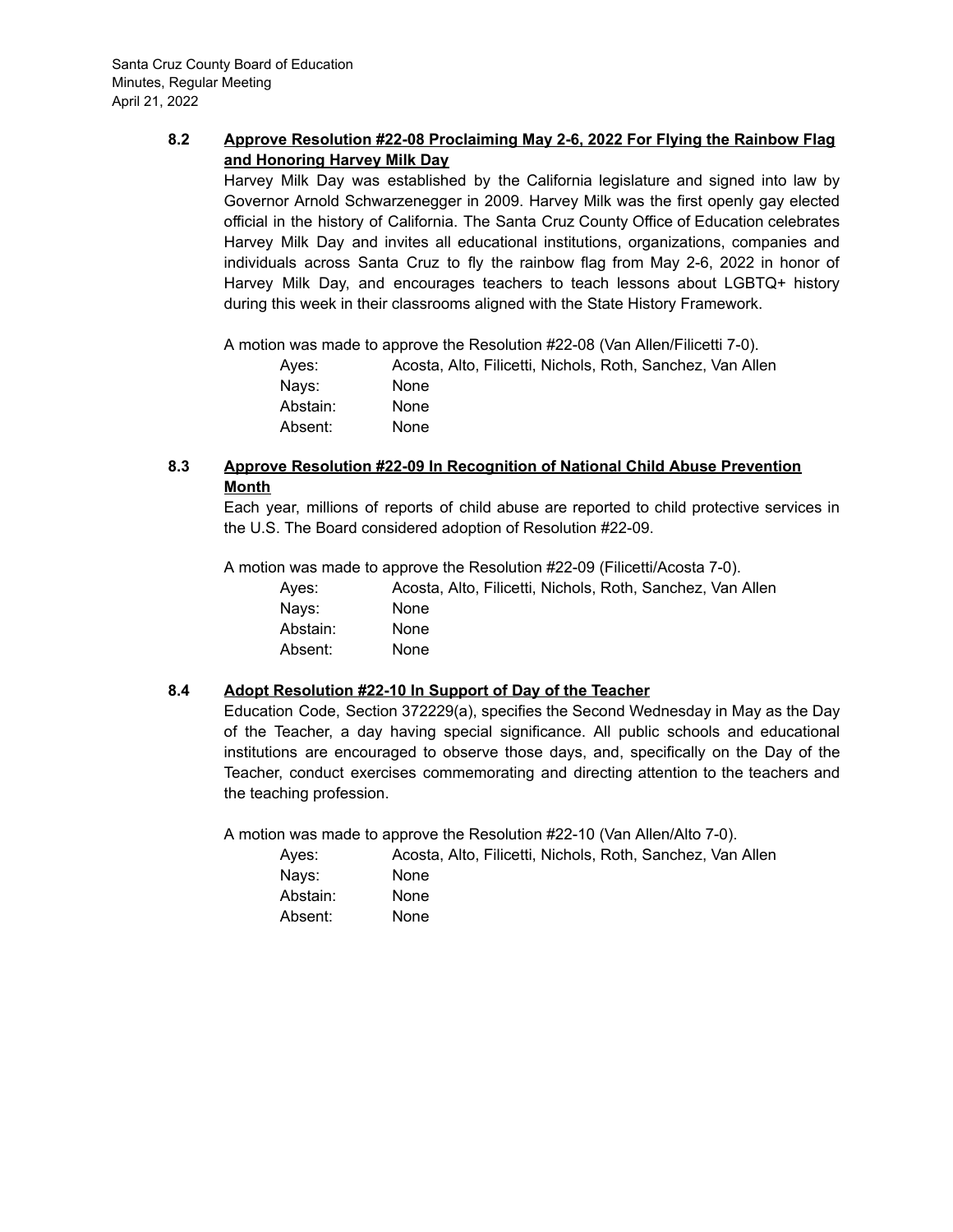**8.2 Approve Resolution #22-08 Proclaiming May 2-6, 2022 For Flying the Rainbow Flag and Honoring Harvey Milk Day**

Harvey Milk Day was established by the California legislature and signed into law by Governor Arnold Schwarzenegger in 2009. Harvey Milk was the first openly gay elected official in the history of California. The Santa Cruz County Office of Education celebrates Harvey Milk Day and invites all educational institutions, organizations, companies and individuals across Santa Cruz to fly the rainbow flag from May 2-6, 2022 in honor of Harvey Milk Day, and encourages teachers to teach lessons about LGBTQ+ history during this week in their classrooms aligned with the State History Framework.

A motion was made to approve the Resolution #22-08 (Van Allen/Filicetti 7-0).

| | |
|---|---|
| Ayes: | Acosta, Alto, Filicetti, Nichols, Roth, Sanchez, Van Allen |
| Nays: | None |
| Abstain: | None |
| Absent: | None |

**8.3 Approve Resolution #22-09 In Recognition of National Child Abuse Prevention Month**

Each year, millions of reports of child abuse are reported to child protective services in the U.S. The Board considered adoption of Resolution #22-09.

A motion was made to approve the Resolution #22-09 (Filicetti/Acosta 7-0).

| | |
|---|---|
| Ayes: | Acosta, Alto, Filicetti, Nichols, Roth, Sanchez, Van Allen |
| Nays: | None |
| Abstain: | None |
| Absent: | None |

**8.4 Adopt Resolution #22-10 In Support of Day of the Teacher**

Education Code, Section 372229(a), specifies the Second Wednesday in May as the Day of the Teacher, a day having special significance. All public schools and educational institutions are encouraged to observe those days, and, specifically on the Day of the Teacher, conduct exercises commemorating and directing attention to the teachers and the teaching profession.

A motion was made to approve the Resolution #22-10 (Van Allen/Alto 7-0).

| | |
|---|---|
| Ayes: | Acosta, Alto, Filicetti, Nichols, Roth, Sanchez, Van Allen |
| Nays: | None |
| Abstain: | None |
| Absent: | None |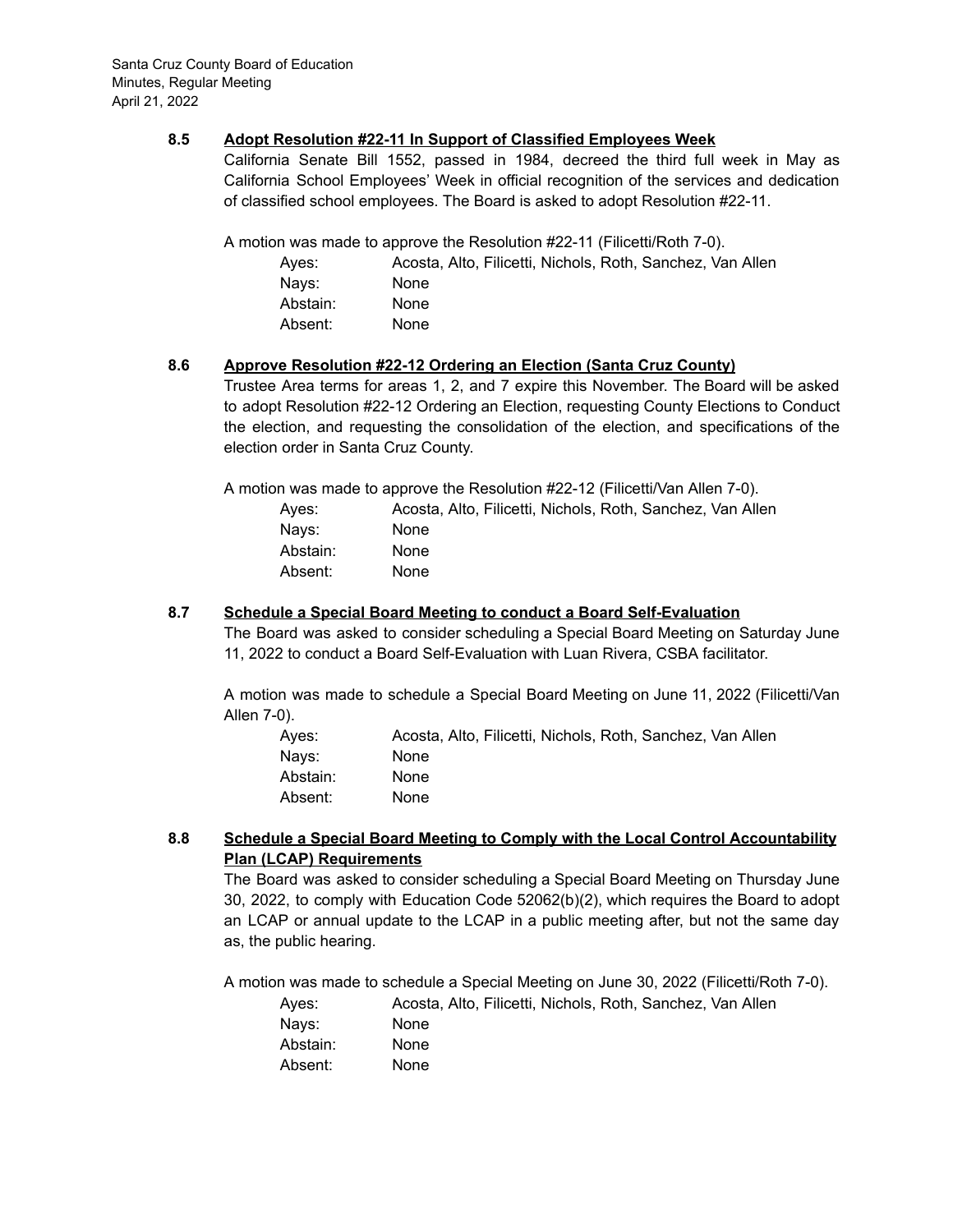### 8.5 Adopt Resolution #22-11 In Support of Classified Employees Week

California Senate Bill 1552, passed in 1984, decreed the third full week in May as California School Employees' Week in official recognition of the services and dedication of classified school employees. The Board is asked to adopt Resolution #22-11.

A motion was made to approve the Resolution #22-11 (Filicetti/Roth 7-0).

| | |
|---|---|
| Ayes: | Acosta, Alto, Filicetti, Nichols, Roth, Sanchez, Van Allen |
| Nays: | None |
| Abstain: | None |
| Absent: | None |

### 8.6 Approve Resolution #22-12 Ordering an Election (Santa Cruz County)

Trustee Area terms for areas 1, 2, and 7 expire this November. The Board will be asked to adopt Resolution #22-12 Ordering an Election, requesting County Elections to Conduct the election, and requesting the consolidation of the election, and specifications of the election order in Santa Cruz County.

A motion was made to approve the Resolution #22-12 (Filicetti/Van Allen 7-0).

| | |
|---|---|
| Ayes: | Acosta, Alto, Filicetti, Nichols, Roth, Sanchez, Van Allen |
| Nays: | None |
| Abstain: | None |
| Absent: | None |

### 8.7 Schedule a Special Board Meeting to conduct a Board Self-Evaluation

The Board was asked to consider scheduling a Special Board Meeting on Saturday June 11, 2022 to conduct a Board Self-Evaluation with Luan Rivera, CSBA facilitator.

A motion was made to schedule a Special Board Meeting on June 11, 2022 (Filicetti/Van Allen 7-0).

| | |
|---|---|
| Ayes: | Acosta, Alto, Filicetti, Nichols, Roth, Sanchez, Van Allen |
| Nays: | None |
| Abstain: | None |
| Absent: | None |

### 8.8 Schedule a Special Board Meeting to Comply with the Local Control Accountability Plan (LCAP) Requirements

The Board was asked to consider scheduling a Special Board Meeting on Thursday June 30, 2022, to comply with Education Code 52062(b)(2), which requires the Board to adopt an LCAP or annual update to the LCAP in a public meeting after, but not the same day as, the public hearing.

A motion was made to schedule a Special Meeting on June 30, 2022 (Filicetti/Roth 7-0).

| | |
|---|---|
| Ayes: | Acosta, Alto, Filicetti, Nichols, Roth, Sanchez, Van Allen |
| Nays: | None |
| Abstain: | None |
| Absent: | None |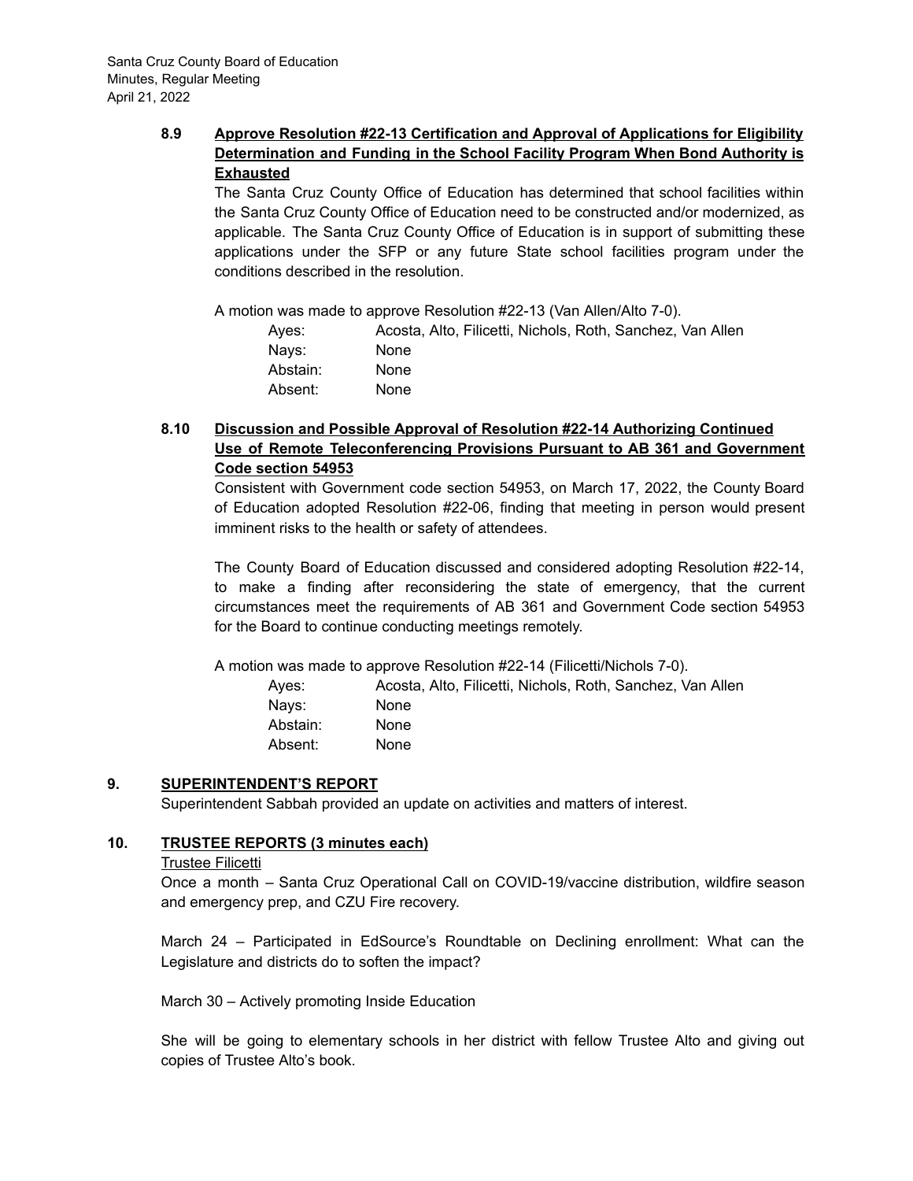### 8.9 Approve Resolution #22-13 Certification and Approval of Applications for Eligibility Determination and Funding in the School Facility Program When Bond Authority is Exhausted

The Santa Cruz County Office of Education has determined that school facilities within the Santa Cruz County Office of Education need to be constructed and/or modernized, as applicable. The Santa Cruz County Office of Education is in support of submitting these applications under the SFP or any future State school facilities program under the conditions described in the resolution.

A motion was made to approve Resolution #22-13 (Van Allen/Alto 7-0).

| | |
|---|---|
| Ayes: | Acosta, Alto, Filicetti, Nichols, Roth, Sanchez, Van Allen |
| Nays: | None |
| Abstain: | None |
| Absent: | None |

### 8.10 Discussion and Possible Approval of Resolution #22-14 Authorizing Continued Use of Remote Teleconferencing Provisions Pursuant to AB 361 and Government Code section 54953

Consistent with Government code section 54953, on March 17, 2022, the County Board of Education adopted Resolution #22-06, finding that meeting in person would present imminent risks to the health or safety of attendees.

The County Board of Education discussed and considered adopting Resolution #22-14, to make a finding after reconsidering the state of emergency, that the current circumstances meet the requirements of AB 361 and Government Code section 54953 for the Board to continue conducting meetings remotely.

A motion was made to approve Resolution #22-14 (Filicetti/Nichols 7-0).

| | |
|---|---|
| Ayes: | Acosta, Alto, Filicetti, Nichols, Roth, Sanchez, Van Allen |
| Nays: | None |
| Abstain: | None |
| Absent: | None |

## 9. SUPERINTENDENT'S REPORT

Superintendent Sabbah provided an update on activities and matters of interest.

## 10. TRUSTEE REPORTS (3 minutes each)

Trustee Filicetti

Once a month – Santa Cruz Operational Call on COVID-19/vaccine distribution, wildfire season and emergency prep, and CZU Fire recovery.

March 24 – Participated in EdSource's Roundtable on Declining enrollment: What can the Legislature and districts do to soften the impact?

March 30 – Actively promoting Inside Education

She will be going to elementary schools in her district with fellow Trustee Alto and giving out copies of Trustee Alto's book.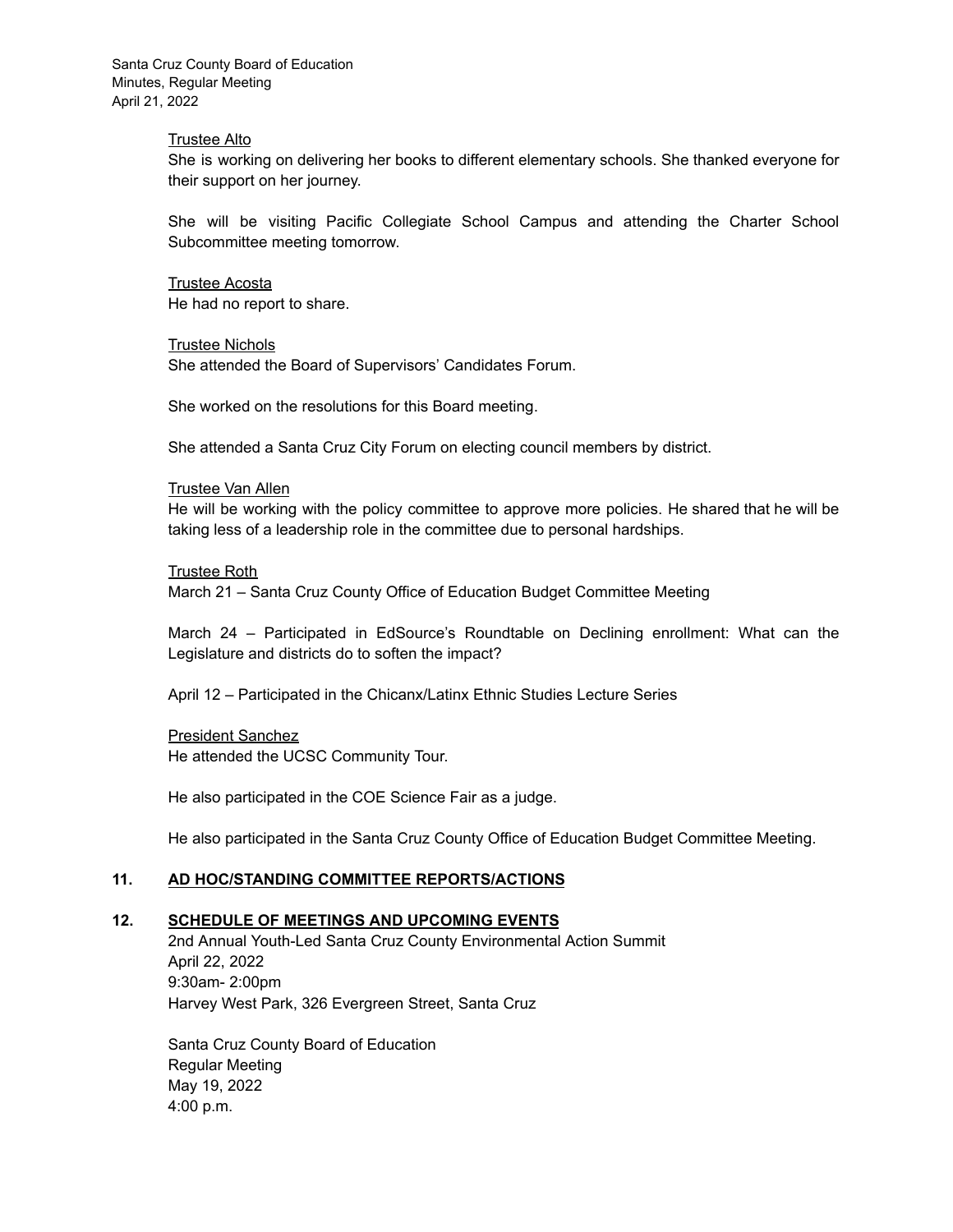<u>Trustee Alto</u>
She is working on delivering her books to different elementary schools. She thanked everyone for their support on her journey.

She will be visiting Pacific Collegiate School Campus and attending the Charter School Subcommittee meeting tomorrow.

<u>Trustee Acosta</u>
He had no report to share.

<u>Trustee Nichols</u>
She attended the Board of Supervisors' Candidates Forum.

She worked on the resolutions for this Board meeting.

She attended a Santa Cruz City Forum on electing council members by district.

<u>Trustee Van Allen</u>
He will be working with the policy committee to approve more policies. He shared that he will be taking less of a leadership role in the committee due to personal hardships.

<u>Trustee Roth</u>
March 21 – Santa Cruz County Office of Education Budget Committee Meeting

March 24 – Participated in EdSource's Roundtable on Declining enrollment: What can the Legislature and districts do to soften the impact?

April 12 – Participated in the Chicanx/Latinx Ethnic Studies Lecture Series

<u>President Sanchez</u>
He attended the UCSC Community Tour.

He also participated in the COE Science Fair as a judge.

He also participated in the Santa Cruz County Office of Education Budget Committee Meeting.

## 11. AD HOC/STANDING COMMITTEE REPORTS/ACTIONS

## 12. SCHEDULE OF MEETINGS AND UPCOMING EVENTS

2nd Annual Youth-Led Santa Cruz County Environmental Action Summit
April 22, 2022
9:30am- 2:00pm
Harvey West Park, 326 Evergreen Street, Santa Cruz

Santa Cruz County Board of Education
Regular Meeting
May 19, 2022
4:00 p.m.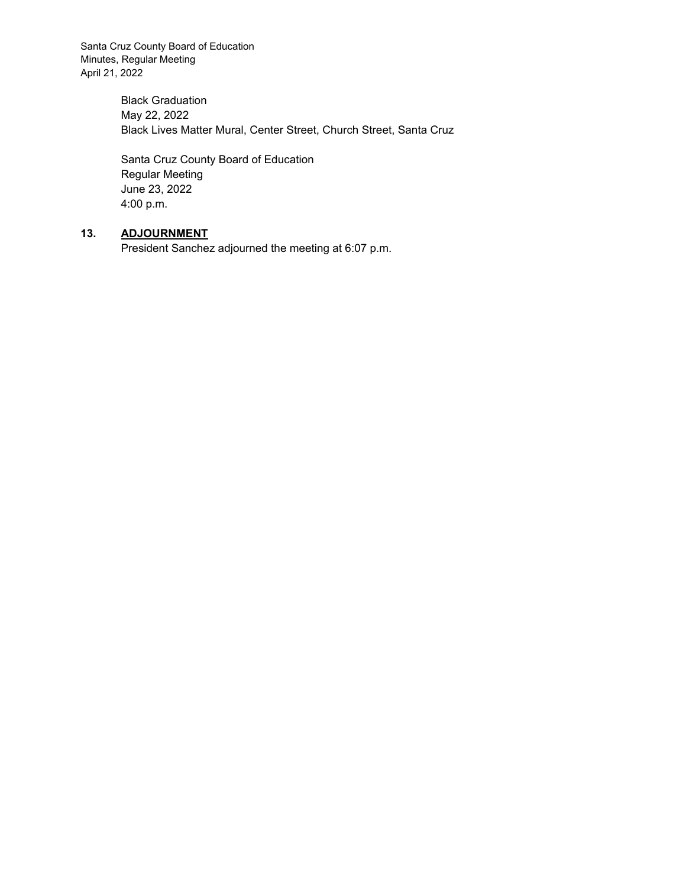Black Graduation
May 22, 2022
Black Lives Matter Mural, Center Street, Church Street, Santa Cruz

Santa Cruz County Board of Education
Regular Meeting
June 23, 2022
4:00 p.m.

## 13. ADJOURNMENT

President Sanchez adjourned the meeting at 6:07 p.m.